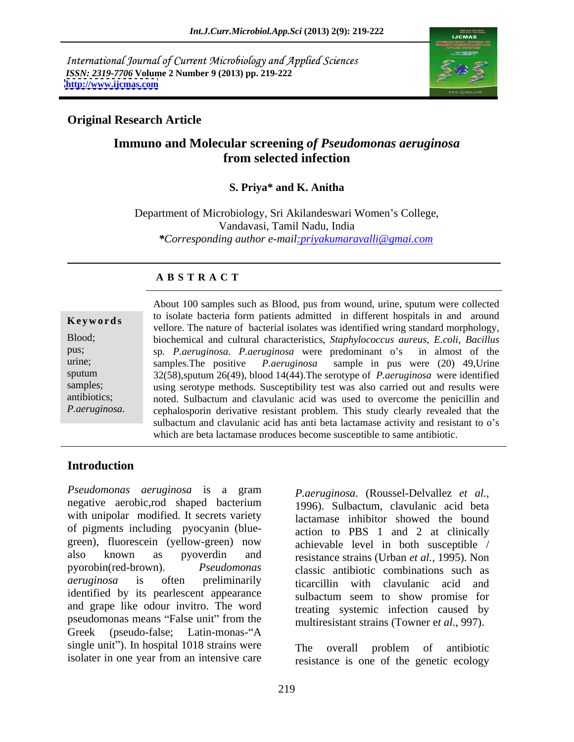International Journal of Current Microbiology and Applied Sciences
*ISSN: 2319-7706* **Volume 2 Number 9 (2013) pp. 219-222**
**http://www.ijcmas.com**

**Original Research Article**

# Immuno and Molecular screening *of Pseudomonas aeruginosa* from selected infection

**S. Priya\* and K. Anitha**

Department of Microbiology, Sri Akilandeswari Women's College, Vandavasi, Tamil Nadu, India
*\*Corresponding author e-mail:priyakumaravalli@gmai.com*

## A B S T R A C T

**Keywords**

Blood; pus; urine; sputum samples; antibiotics; *P.aeruginosa.*

About 100 samples such as Blood, pus from wound, urine, sputum were collected to isolate bacteria form patients admitted in different hospitals in and around vellore. The nature of bacterial isolates was identified wring standard morphology, biochemical and cultural characteristics, *Staphylococcus aureus, E.coli, Bacillus* sp. *P.aeruginosa. P.aeruginosa* were predominant o's in almost of the samples.The positive *P.aeruginosa* sample in pus were (20) 49,Urine 32(58),sputum 26(49), blood 14(44).The serotype of *P.aeruginosa* were identified using serotype methods. Susceptibility test was also carried out and results were noted. Sulbactum and clavulanic acid was used to overcome the penicillin and cephalosporin derivative resistant problem. This study clearly revealed that the sulbactum and clavulanic acid has anti beta lactamase activity and resistant to o's which are beta lactamase produces become susceptible to same antibiotic.

## Introduction

*Pseudomonas aeruginosa* is a gram negative aerobic,rod shaped bacterium with unipolar modified. It secrets variety of pigments including pyocyanin (blue-green), fluorescein (yellow-green) now also known as pyoverdin and pyorobin(red-brown). *Pseudomonas aeruginosa* is often preliminarily identified by its pearlescent appearance and grape like odour invitro. The word pseudomonas means "False unit" from the Greek (pseudo-false; Latin-monas-"A single unit"). In hospital 1018 strains were isolater in one year from an intensive care *P.aeruginosa*. (Roussel-Delvallez *et al.,* 1996). Sulbactum, clavulanic acid beta lactamase inhibitor showed the bound action to PBS 1 and 2 at clinically achievable level in both susceptible / resistance strains (Urban *et al.,* 1995). Non classic antibiotic combinations such as ticarcillin with clavulanic acid and sulbactum seem to show promise for treating systemic infection caused by multiresistant strains (Towner e*t al*., 997).

The overall problem of antibiotic resistance is one of the genetic ecology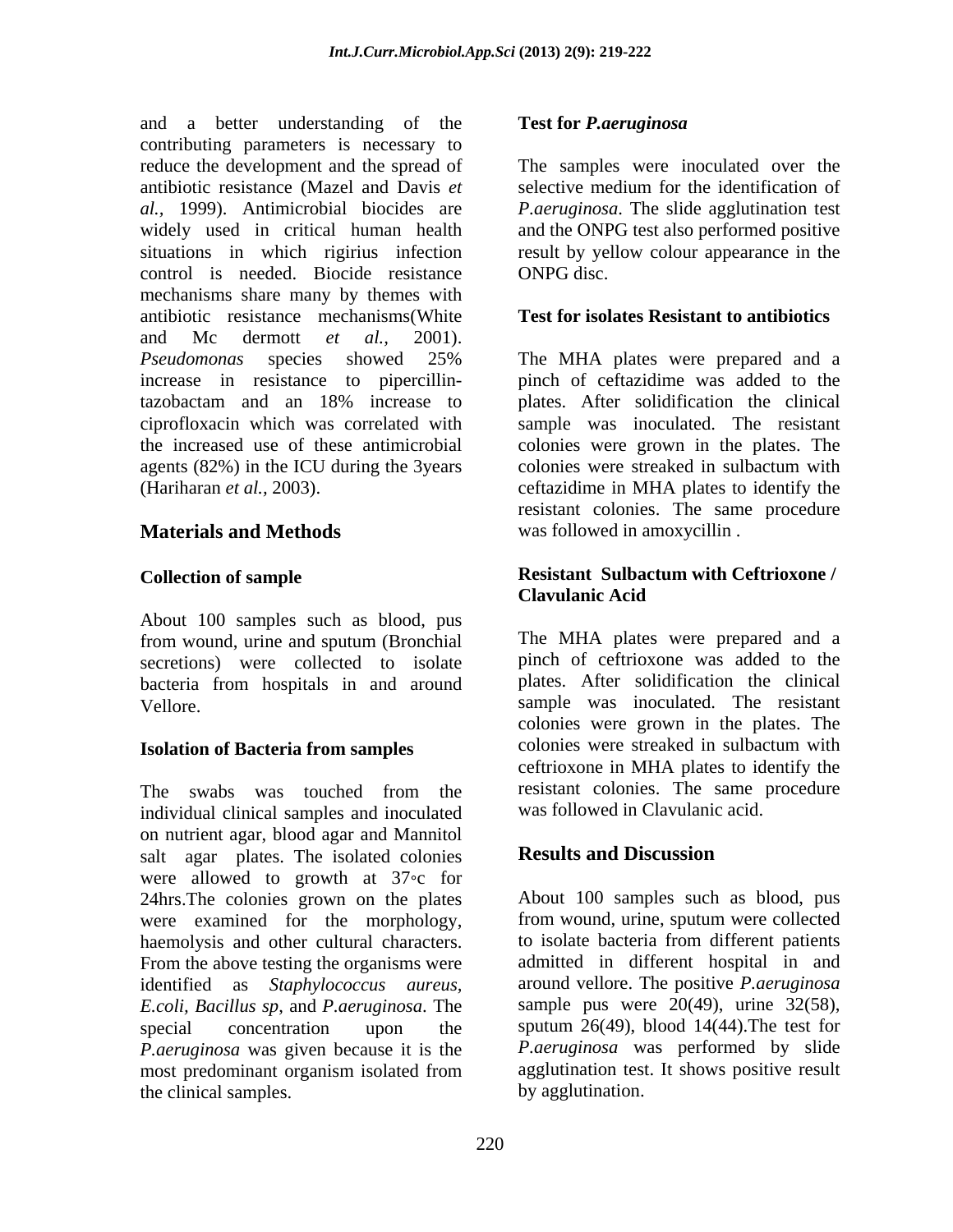and a better understanding of the contributing parameters is necessary to reduce the development and the spread of antibiotic resistance (Mazel and Davis *et al.,* 1999). Antimicrobial biocides are widely used in critical human health situations in which rigirius infection control is needed. Biocide resistance mechanisms share many by themes with antibiotic resistance mechanisms(White and Mc dermott *et al.,* 2001). *Pseudomonas* species showed 25% increase in resistance to pipercillin-tazobactam and an 18% increase to ciprofloxacin which was correlated with the increased use of these antimicrobial agents (82%) in the ICU during the 3years (Hariharan *et al.,* 2003).

## Materials and Methods

### Collection of sample

About 100 samples such as blood, pus from wound, urine and sputum (Bronchial secretions) were collected to isolate bacteria from hospitals in and around Vellore.

### Isolation of Bacteria from samples

The swabs was touched from the individual clinical samples and inoculated on nutrient agar, blood agar and Mannitol salt agar plates. The isolated colonies were allowed to growth at 37◦c for 24hrs.The colonies grown on the plates were examined for the morphology, haemolysis and other cultural characters. From the above testing the organisms were identified as *Staphylococcus aureus, E.coli, Bacillus sp,* and *P.aeruginosa*. The special concentration upon the *P.aeruginosa* was given because it is the most predominant organism isolated from the clinical samples.

### Test for *P.aeruginosa*

The samples were inoculated over the selective medium for the identification of *P.aeruginosa*. The slide agglutination test and the ONPG test also performed positive result by yellow colour appearance in the ONPG disc.

### Test for isolates Resistant to antibiotics

The MHA plates were prepared and a pinch of ceftazidime was added to the plates. After solidification the clinical sample was inoculated. The resistant colonies were grown in the plates. The colonies were streaked in sulbactum with ceftazidime in MHA plates to identify the resistant colonies. The same procedure was followed in amoxycillin .

### Resistant Sulbactum with Ceftrioxone / Clavulanic Acid

The MHA plates were prepared and a pinch of ceftrioxone was added to the plates. After solidification the clinical sample was inoculated. The resistant colonies were grown in the plates. The colonies were streaked in sulbactum with ceftrioxone in MHA plates to identify the resistant colonies. The same procedure was followed in Clavulanic acid.

## Results and Discussion

About 100 samples such as blood, pus from wound, urine, sputum were collected to isolate bacteria from different patients admitted in different hospital in and around vellore. The positive *P.aeruginosa* sample pus were 20(49), urine 32(58), sputum 26(49), blood 14(44).The test for *P.aeruginosa* was performed by slide agglutination test. It shows positive result by agglutination.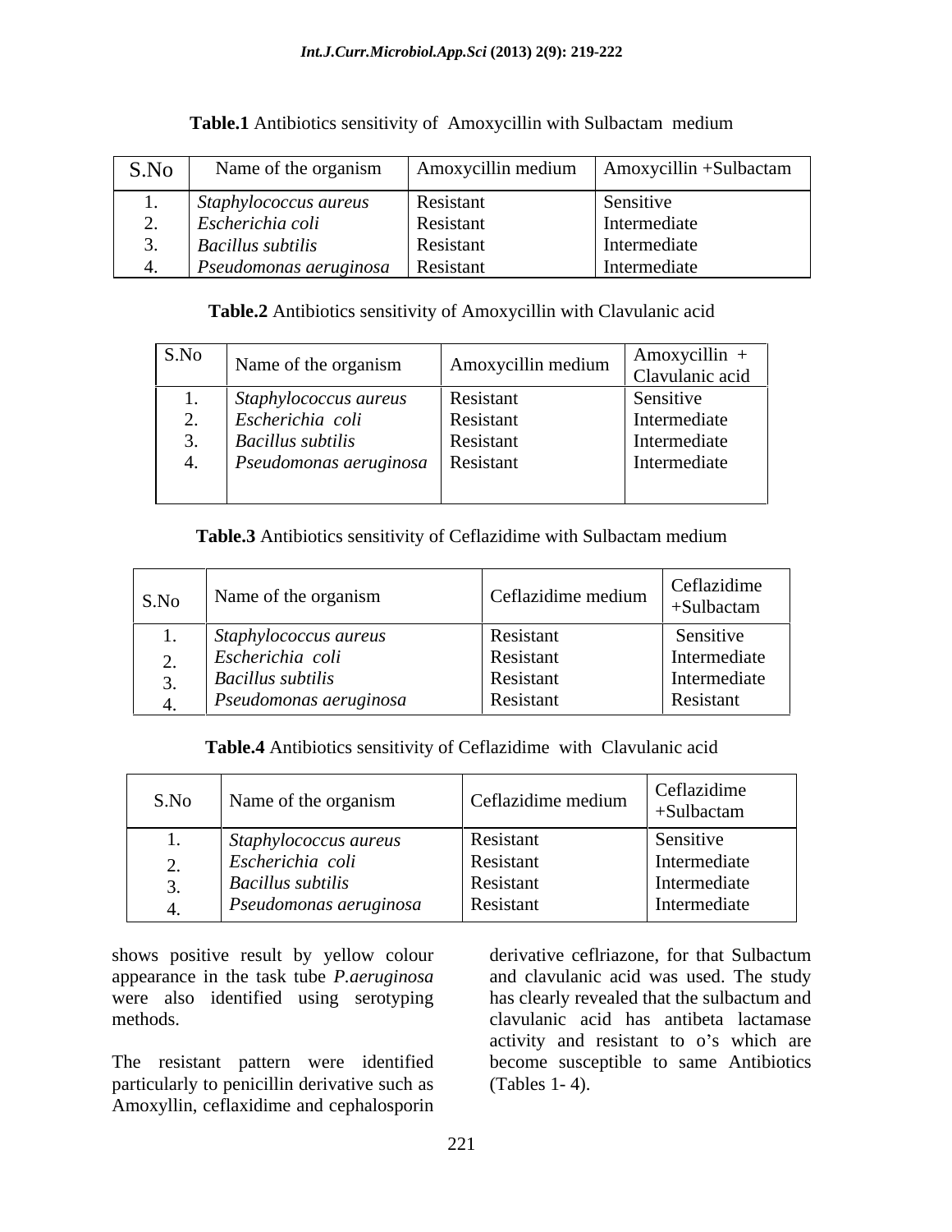**Table.1** Antibiotics sensitivity of Amoxycillin with Sulbactam medium

| S.No | Name of the organism | Amoxycillin medium | Amoxycillin +Sulbactam |
|---|---|---|---|
| 1. | *Staphylococcus aureus* | Resistant | Sensitive |
| 2. | *Escherichia coli* | Resistant | Intermediate |
| 3. | *Bacillus subtilis* | Resistant | Intermediate |
| 4. | *Pseudomonas aeruginosa* | Resistant | Intermediate |

**Table.2** Antibiotics sensitivity of Amoxycillin with Clavulanic acid

| S.No | Name of the organism | Amoxycillin medium | Amoxycillin + Clavulanic acid |
|---|---|---|---|
| 1. | *Staphylococcus aureus* | Resistant | Sensitive |
| 2. | *Escherichia coli* | Resistant | Intermediate |
| 3. | *Bacillus subtilis* | Resistant | Intermediate |
| 4. | *Pseudomonas aeruginosa* | Resistant | Intermediate |

**Table.3** Antibiotics sensitivity of Ceflazidime with Sulbactam medium

| S.No | Name of the organism | Ceflazidime medium | Ceflazidime +Sulbactam |
|---|---|---|---|
| 1. | *Staphylococcus aureus* | Resistant | Sensitive |
| 2. | *Escherichia coli* | Resistant | Intermediate |
| 3. | *Bacillus subtilis* | Resistant | Intermediate |
| 4. | *Pseudomonas aeruginosa* | Resistant | Resistant |

**Table.4** Antibiotics sensitivity of Ceflazidime with Clavulanic acid

| S.No | Name of the organism | Ceflazidime medium | Ceflazidime +Sulbactam |
|---|---|---|---|
| 1. | *Staphylococcus aureus* | Resistant | Sensitive |
| 2. | *Escherichia coli* | Resistant | Intermediate |
| 3. | *Bacillus subtilis* | Resistant | Intermediate |
| 4. | *Pseudomonas aeruginosa* | Resistant | Intermediate |

shows positive result by yellow colour appearance in the task tube *P.aeruginosa* were also identified using serotyping methods.

The resistant pattern were identified particularly to penicillin derivative such as Amoxyllin, ceflaxidime and cephalosporin derivative ceflriazone, for that Sulbactum and clavulanic acid was used. The study has clearly revealed that the sulbactum and clavulanic acid has antibeta lactamase activity and resistant to o's which are become susceptible to same Antibiotics (Tables 1- 4).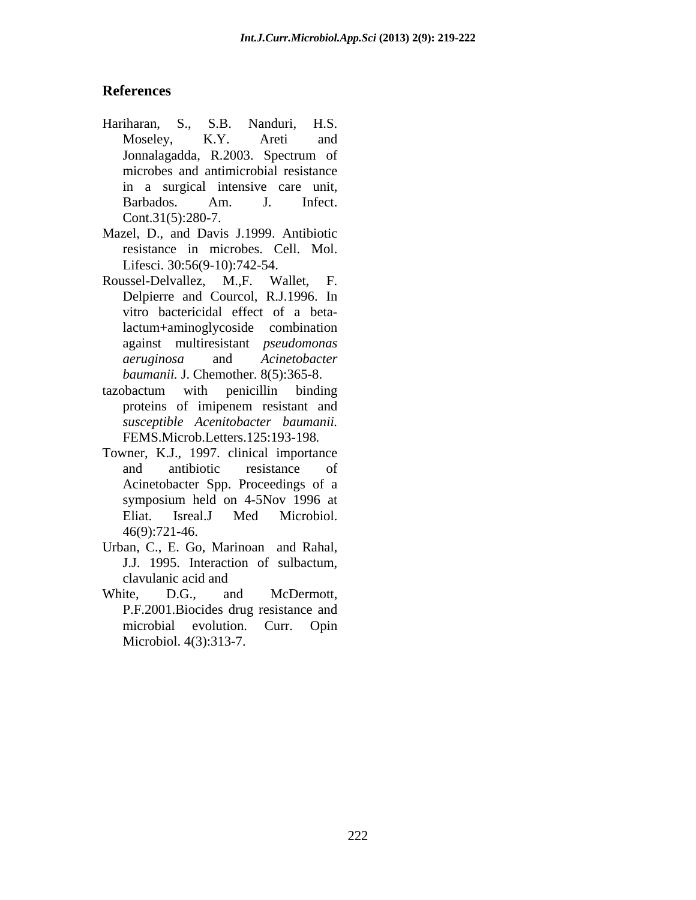## References

Hariharan, S., S.B. Nanduri, H.S. Moseley, K.Y. Areti and Jonnalagadda, R.2003. Spectrum of microbes and antimicrobial resistance in a surgical intensive care unit, Barbados. Am. J. Infect. Cont.31(5):280-7.

Mazel, D., and Davis J.1999. Antibiotic resistance in microbes. Cell. Mol. Lifesci. 30:56(9-10):742-54.

Roussel-Delvallez, M.,F. Wallet, F. Delpierre and Courcol, R.J.1996. In vitro bactericidal effect of a beta-lactum+aminoglycoside combination against multiresistant *pseudomonas aeruginosa* and *Acinetobacter baumanii.* J. Chemother. 8(5):365-8.

tazobactum with penicillin binding proteins of imipenem resistant and *susceptible Acenitobacter baumanii.* FEMS.Microb.Letters.125:193-198.

Towner, K.J., 1997. clinical importance and antibiotic resistance of Acinetobacter Spp. Proceedings of a symposium held on 4-5Nov 1996 at Eliat. Isreal.J Med Microbiol. 46(9):721-46.

Urban, C., E. Go, Marinoan and Rahal, J.J. 1995. Interaction of sulbactum, clavulanic acid and

White, D.G., and McDermott, P.F.2001.Biocides drug resistance and microbial evolution. Curr. Opin Microbiol. 4(3):313-7.